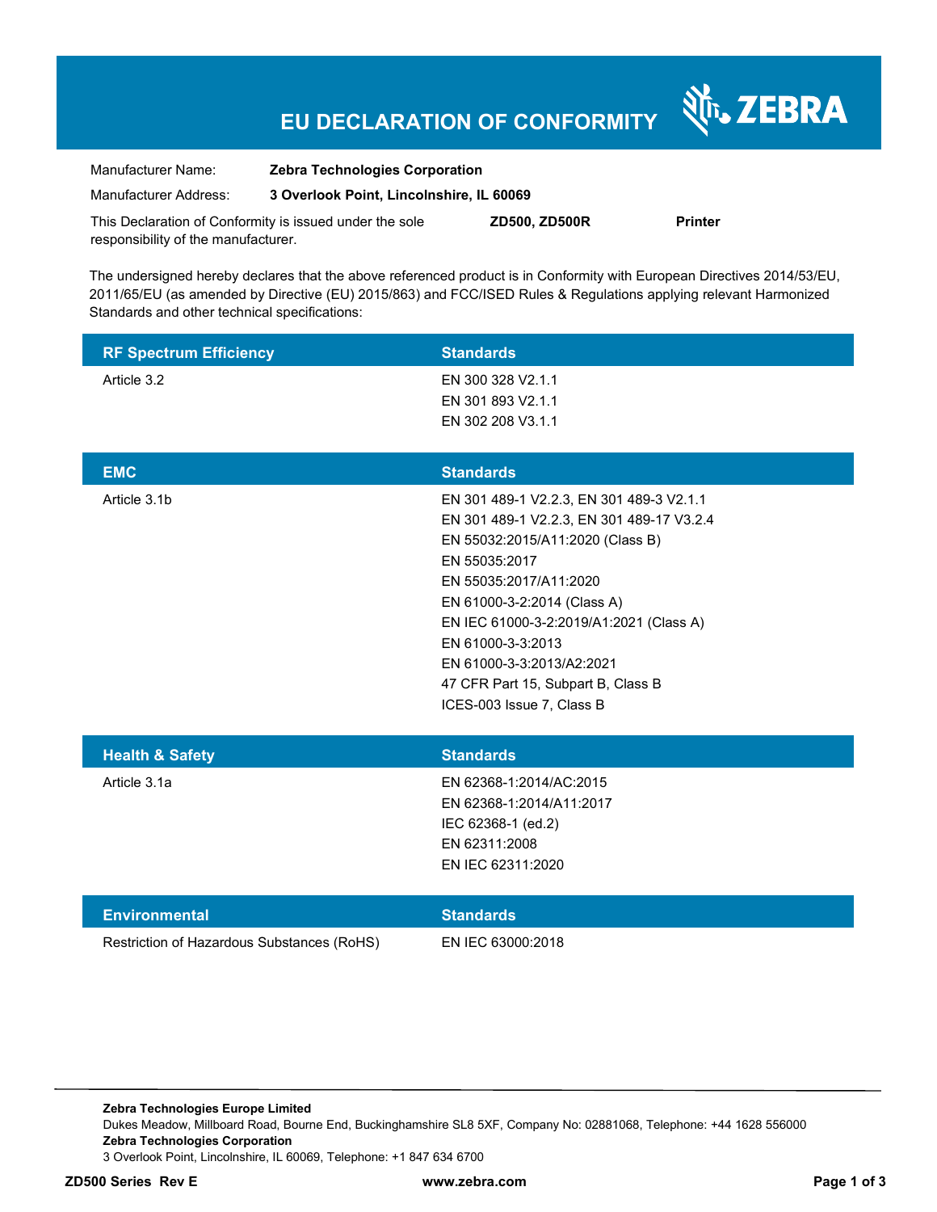# EU DECLARATION OF CONFORMITY

ZEBRA

| | |
|---|---|
| Manufacturer Name: | **Zebra Technologies Corporation** |
| Manufacturer Address: | **3 Overlook Point, Lincolnshire, IL 60069** |

This Declaration of Conformity is issued under the sole responsibility of the manufacturer. **ZD500, ZD500R** **Printer**

The undersigned hereby declares that the above referenced product is in Conformity with European Directives 2014/53/EU, 2011/65/EU (as amended by Directive (EU) 2015/863) and FCC/ISED Rules & Regulations applying relevant Harmonized Standards and other technical specifications:

| RF Spectrum Efficiency | Standards |
|---|---|
| Article 3.2 | EN 300 328 V2.1.1<br>EN 301 893 V2.1.1<br>EN 302 208 V3.1.1 |

| EMC | Standards |
|---|---|
| Article 3.1b | EN 301 489-1 V2.2.3, EN 301 489-3 V2.1.1<br>EN 301 489-1 V2.2.3, EN 301 489-17 V3.2.4<br>EN 55032:2015/A11:2020 (Class B)<br>EN 55035:2017<br>EN 55035:2017/A11:2020<br>EN 61000-3-2:2014 (Class A)<br>EN IEC 61000-3-2:2019/A1:2021 (Class A)<br>EN 61000-3-3:2013<br>EN 61000-3-3:2013/A2:2021<br>47 CFR Part 15, Subpart B, Class B<br>ICES-003 Issue 7, Class B |

| Health & Safety | Standards |
|---|---|
| Article 3.1a | EN 62368-1:2014/AC:2015<br>EN 62368-1:2014/A11:2017<br>IEC 62368-1 (ed.2)<br>EN 62311:2008<br>EN IEC 62311:2020 |

| Environmental | Standards |
|---|---|
| Restriction of Hazardous Substances (RoHS) | EN IEC 63000:2018 |

**Zebra Technologies Europe Limited**
Dukes Meadow, Millboard Road, Bourne End, Buckinghamshire SL8 5XF, Company No: 02881068, Telephone: +44 1628 556000
**Zebra Technologies Corporation**
3 Overlook Point, Lincolnshire, IL 60069, Telephone: +1 847 634 6700

**ZD500 Series Rev E** **www.zebra.com**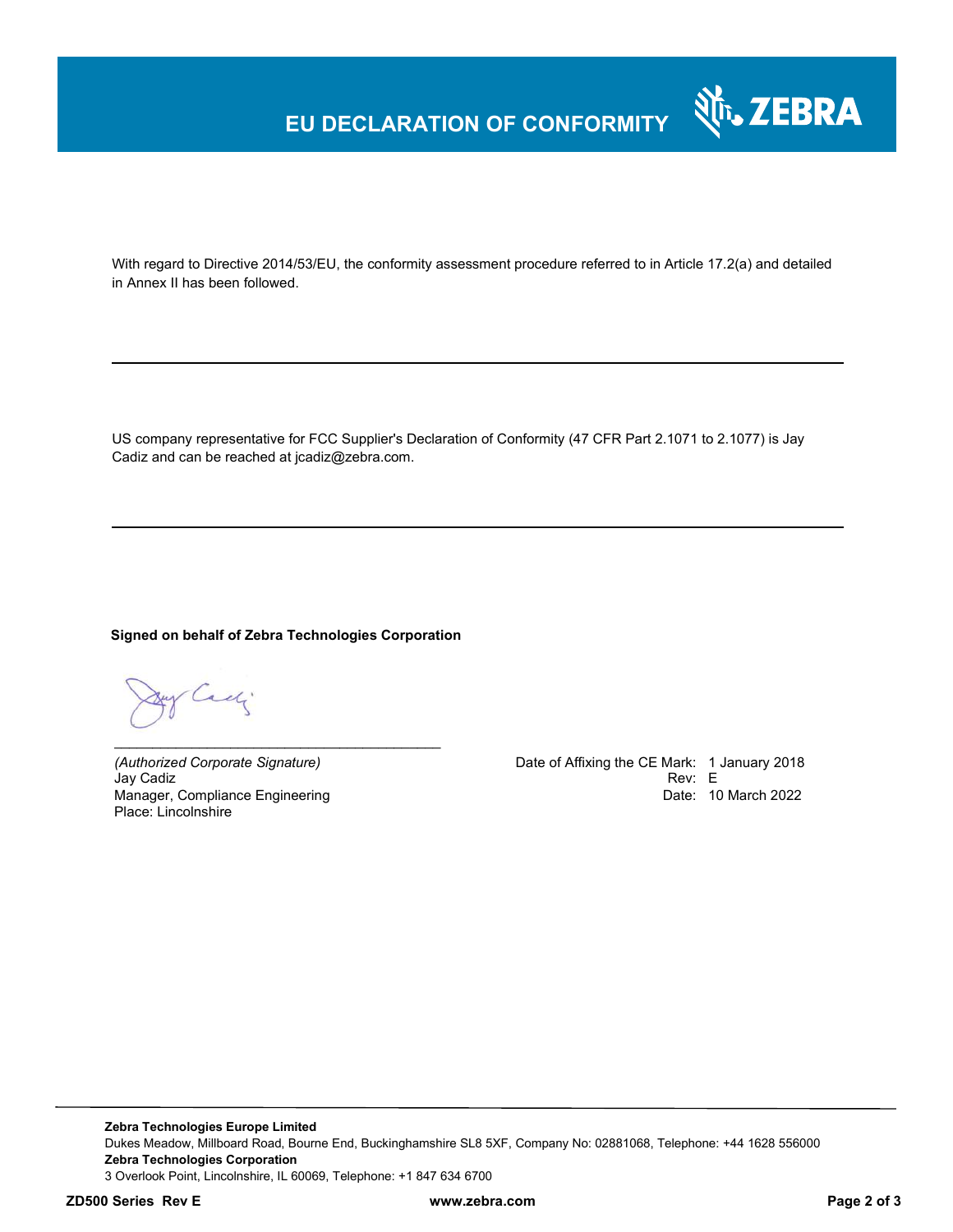# EU DECLARATION OF CONFORMITY

With regard to Directive 2014/53/EU, the conformity assessment procedure referred to in Article 17.2(a) and detailed in Annex II has been followed.

---

US company representative for FCC Supplier's Declaration of Conformity (47 CFR Part 2.1071 to 2.1077) is Jay Cadiz and can be reached at jcadiz@zebra.com.

---

**Signed on behalf of Zebra Technologies Corporation**

\_\_\_\_\_\_\_\_\_\_\_\_\_\_\_\_\_\_\_\_\_\_\_\_\_\_\_\_\_\_\_\_\_\_\_\_\_\_\_\_\_\_

*(Authorized Corporate Signature)*
Jay Cadiz
Manager, Compliance Engineering
Place: Lincolnshire

Date of Affixing the CE Mark: 1 January 2018
Rev: E
Date: 10 March 2022

---

**Zebra Technologies Europe Limited**
Dukes Meadow, Millboard Road, Bourne End, Buckinghamshire SL8 5XF, Company No: 02881068, Telephone: +44 1628 556000
**Zebra Technologies Corporation**
3 Overlook Point, Lincolnshire, IL 60069, Telephone: +1 847 634 6700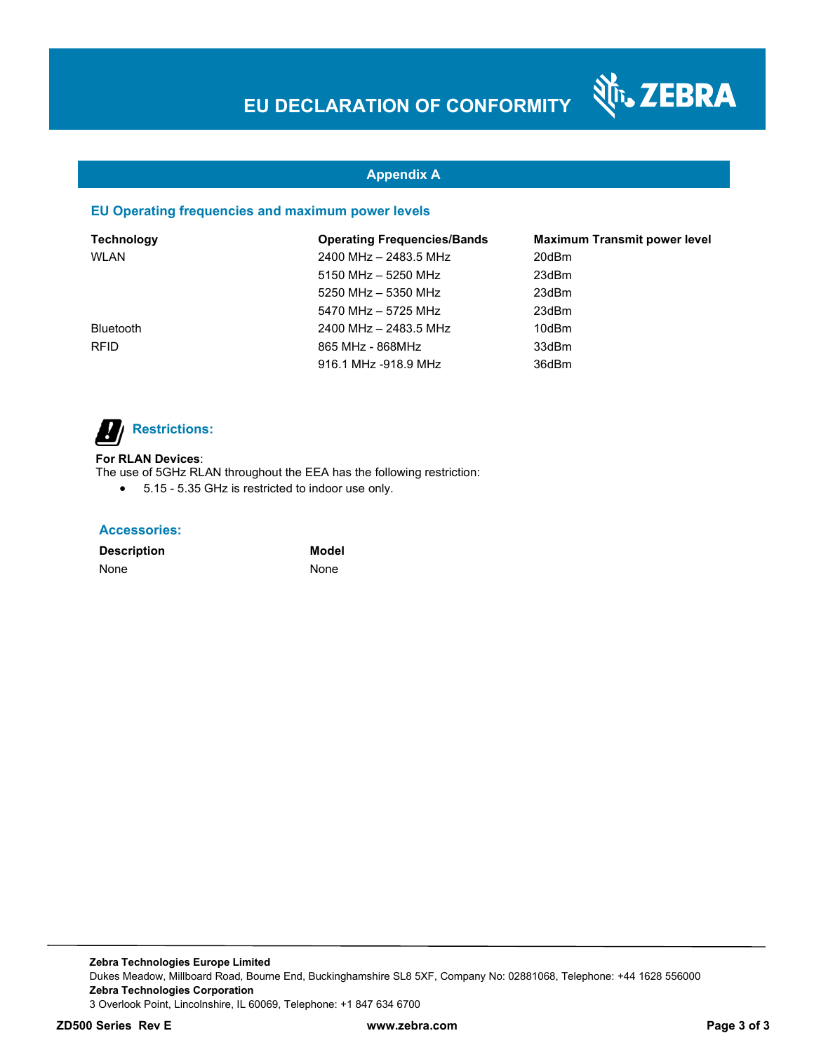# EU DECLARATION OF CONFORMITY

## Appendix A

### EU Operating frequencies and maximum power levels

| Technology | Operating Frequencies/Bands | Maximum Transmit power level |
|---|---|---|
| WLAN | 2400 MHz – 2483.5 MHz | 20dBm |
| | 5150 MHz – 5250 MHz | 23dBm |
| | 5250 MHz – 5350 MHz | 23dBm |
| | 5470 MHz – 5725 MHz | 23dBm |
| Bluetooth | 2400 MHz – 2483.5 MHz | 10dBm |
| RFID | 865 MHz - 868MHz | 33dBm |
| | 916.1 MHz -918.9 MHz | 36dBm |

### Restrictions:

**For RLAN Devices**:
The use of 5GHz RLAN throughout the EEA has the following restriction:

- 5.15 - 5.35 GHz is restricted to indoor use only.

### Accessories:

| Description | Model |
|---|---|
| None | None |

**Zebra Technologies Europe Limited**
Dukes Meadow, Millboard Road, Bourne End, Buckinghamshire SL8 5XF, Company No: 02881068, Telephone: +44 1628 556000
**Zebra Technologies Corporation**
3 Overlook Point, Lincolnshire, IL 60069, Telephone: +1 847 634 6700

**ZD500 Series Rev E** **www.zebra.com**